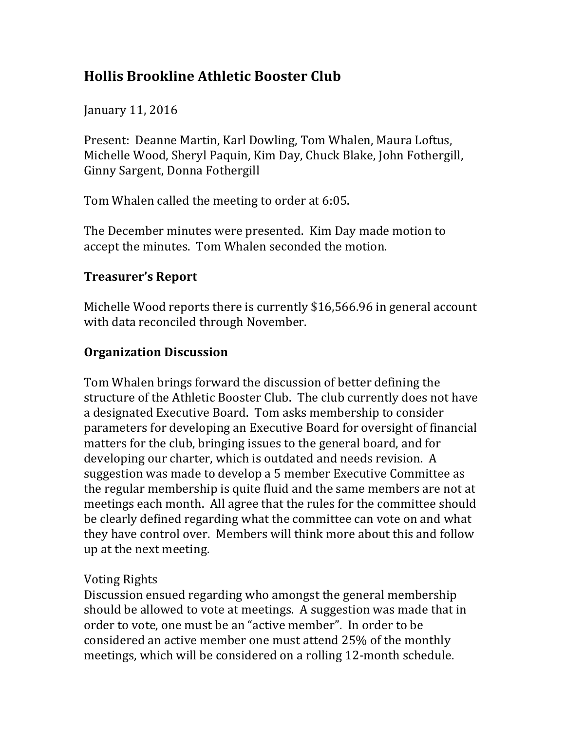# Hollis Brookline Athletic Booster Club

January 11, 2016

Present: Deanne Martin, Karl Dowling, Tom Whalen, Maura Loftus, Michelle Wood, Sheryl Paquin, Kim Day, Chuck Blake, John Fothergill, Ginny Sargent, Donna Fothergill

Tom Whalen called the meeting to order at 6:05.

The December minutes were presented. Kim Day made motion to accept the minutes. Tom Whalen seconded the motion.

## Treasurer's Report

Michelle Wood reports there is currently $16,566.96 in general account with data reconciled through November.

## Organization Discussion

Tom Whalen brings forward the discussion of better defining the structure of the Athletic Booster Club. The club currently does not have a designated Executive Board. Tom asks membership to consider parameters for developing an Executive Board for oversight of financial matters for the club, bringing issues to the general board, and for developing our charter, which is outdated and needs revision. A suggestion was made to develop a 5 member Executive Committee as the regular membership is quite fluid and the same members are not at meetings each month. All agree that the rules for the committee should be clearly defined regarding what the committee can vote on and what they have control over. Members will think more about this and follow up at the next meeting.

Voting Rights

Discussion ensued regarding who amongst the general membership should be allowed to vote at meetings. A suggestion was made that in order to vote, one must be an "active member". In order to be considered an active member one must attend 25% of the monthly meetings, which will be considered on a rolling 12-month schedule.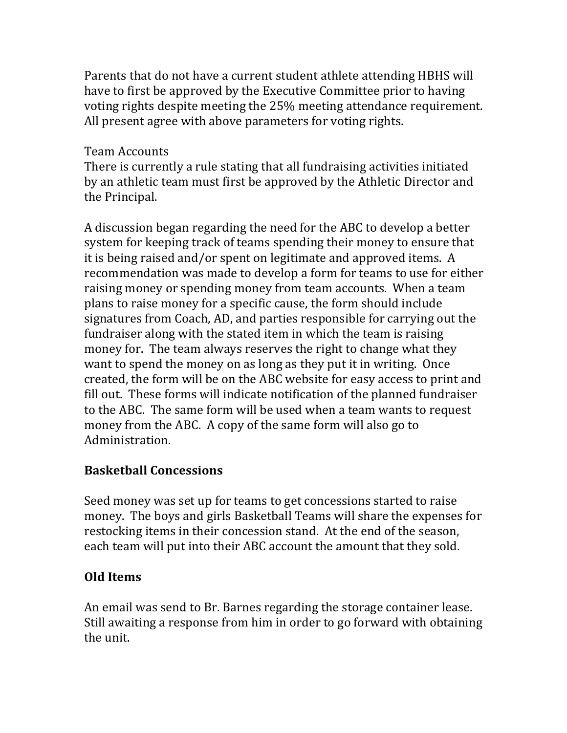Parents that do not have a current student athlete attending HBHS will have to first be approved by the Executive Committee prior to having voting rights despite meeting the 25% meeting attendance requirement. All present agree with above parameters for voting rights.

Team Accounts
There is currently a rule stating that all fundraising activities initiated by an athletic team must first be approved by the Athletic Director and the Principal.

A discussion began regarding the need for the ABC to develop a better system for keeping track of teams spending their money to ensure that it is being raised and/or spent on legitimate and approved items. A recommendation was made to develop a form for teams to use for either raising money or spending money from team accounts. When a team plans to raise money for a specific cause, the form should include signatures from Coach, AD, and parties responsible for carrying out the fundraiser along with the stated item in which the team is raising money for. The team always reserves the right to change what they want to spend the money on as long as they put it in writing. Once created, the form will be on the ABC website for easy access to print and fill out. These forms will indicate notification of the planned fundraiser to the ABC. The same form will be used when a team wants to request money from the ABC. A copy of the same form will also go to Administration.

**Basketball Concessions**

Seed money was set up for teams to get concessions started to raise money. The boys and girls Basketball Teams will share the expenses for restocking items in their concession stand. At the end of the season, each team will put into their ABC account the amount that they sold.

**Old Items**

An email was send to Br. Barnes regarding the storage container lease. Still awaiting a response from him in order to go forward with obtaining the unit.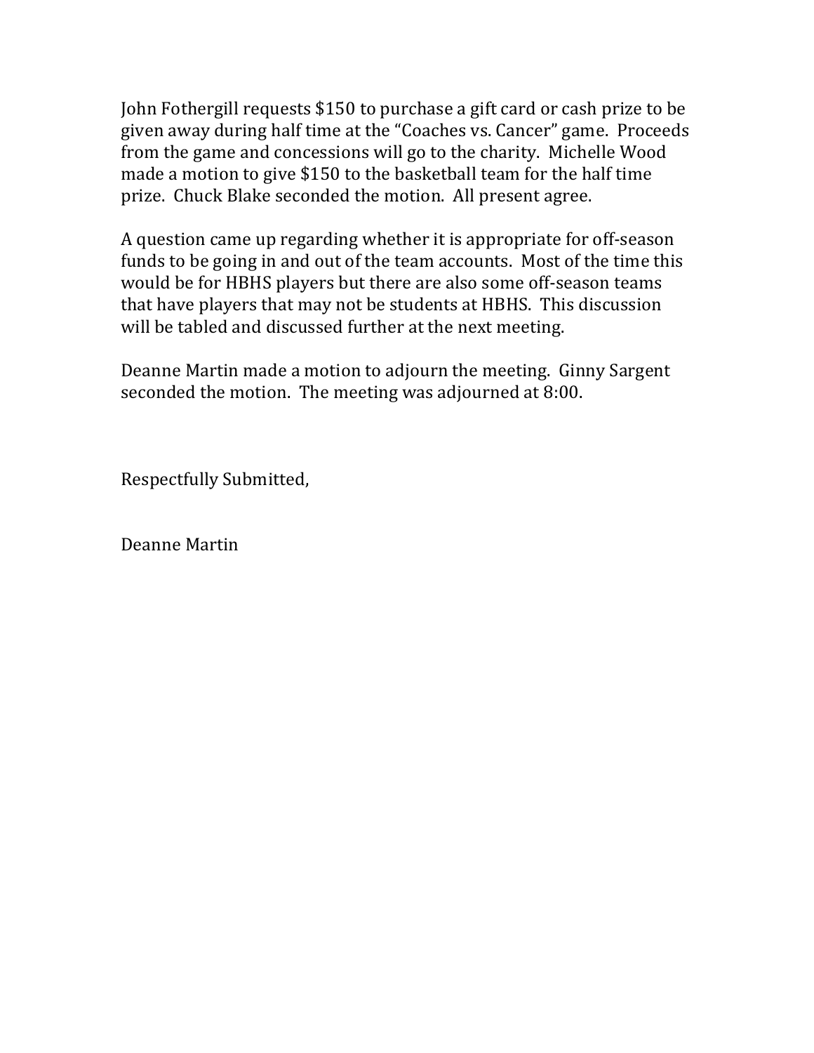John Fothergill requests $150 to purchase a gift card or cash prize to be given away during half time at the "Coaches vs. Cancer" game. Proceeds from the game and concessions will go to the charity. Michelle Wood made a motion to give $150 to the basketball team for the half time prize. Chuck Blake seconded the motion. All present agree.

A question came up regarding whether it is appropriate for off-season funds to be going in and out of the team accounts. Most of the time this would be for HBHS players but there are also some off-season teams that have players that may not be students at HBHS. This discussion will be tabled and discussed further at the next meeting.

Deanne Martin made a motion to adjourn the meeting. Ginny Sargent seconded the motion. The meeting was adjourned at 8:00.

Respectfully Submitted,

Deanne Martin